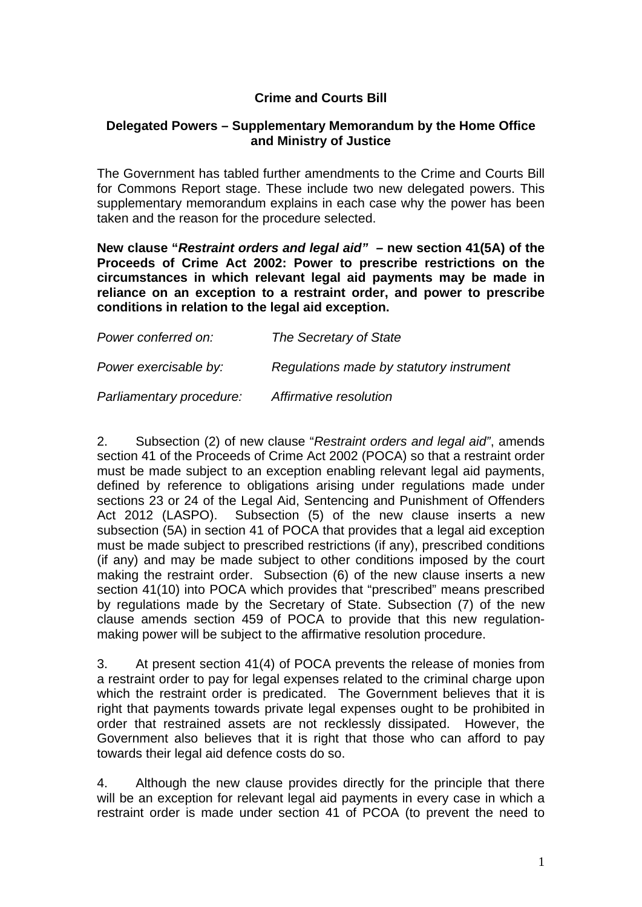# Crime and Courts Bill

## Delegated Powers – Supplementary Memorandum by the Home Office and Ministry of Justice

The Government has tabled further amendments to the Crime and Courts Bill for Commons Report stage. These include two new delegated powers. This supplementary memorandum explains in each case why the power has been taken and the reason for the procedure selected.

**New clause "*Restraint orders and legal aid*" – new section 41(5A) of the Proceeds of Crime Act 2002: Power to prescribe restrictions on the circumstances in which relevant legal aid payments may be made in reliance on an exception to a restraint order, and power to prescribe conditions in relation to the legal aid exception.**

*Power conferred on:* *The Secretary of State*

*Power exercisable by:* *Regulations made by statutory instrument*

*Parliamentary procedure:* *Affirmative resolution*

2. Subsection (2) of new clause "*Restraint orders and legal aid*", amends section 41 of the Proceeds of Crime Act 2002 (POCA) so that a restraint order must be made subject to an exception enabling relevant legal aid payments, defined by reference to obligations arising under regulations made under sections 23 or 24 of the Legal Aid, Sentencing and Punishment of Offenders Act 2012 (LASPO). Subsection (5) of the new clause inserts a new subsection (5A) in section 41 of POCA that provides that a legal aid exception must be made subject to prescribed restrictions (if any), prescribed conditions (if any) and may be made subject to other conditions imposed by the court making the restraint order. Subsection (6) of the new clause inserts a new section 41(10) into POCA which provides that "prescribed" means prescribed by regulations made by the Secretary of State. Subsection (7) of the new clause amends section 459 of POCA to provide that this new regulation-making power will be subject to the affirmative resolution procedure.

3. At present section 41(4) of POCA prevents the release of monies from a restraint order to pay for legal expenses related to the criminal charge upon which the restraint order is predicated. The Government believes that it is right that payments towards private legal expenses ought to be prohibited in order that restrained assets are not recklessly dissipated. However, the Government also believes that it is right that those who can afford to pay towards their legal aid defence costs do so.

4. Although the new clause provides directly for the principle that there will be an exception for relevant legal aid payments in every case in which a restraint order is made under section 41 of PCOA (to prevent the need to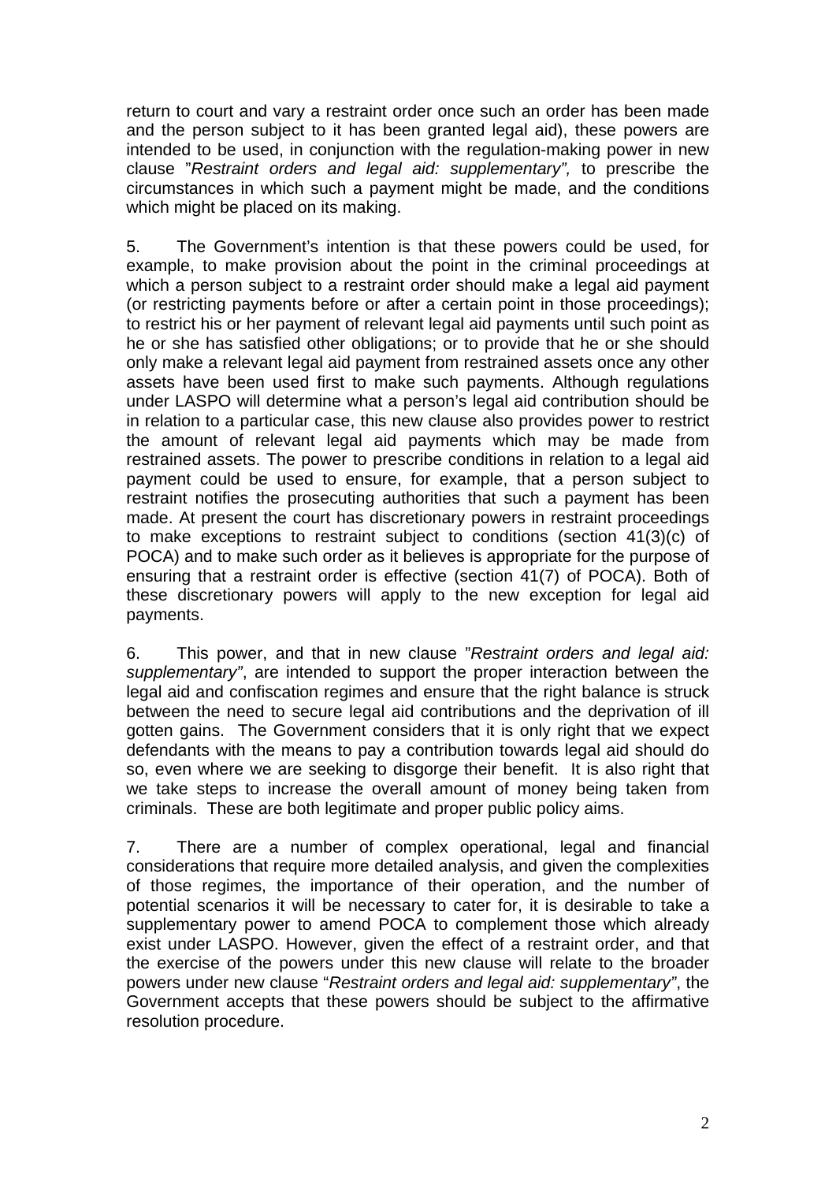return to court and vary a restraint order once such an order has been made and the person subject to it has been granted legal aid), these powers are intended to be used, in conjunction with the regulation-making power in new clause "*Restraint orders and legal aid: supplementary",* to prescribe the circumstances in which such a payment might be made, and the conditions which might be placed on its making.

5. The Government's intention is that these powers could be used, for example, to make provision about the point in the criminal proceedings at which a person subject to a restraint order should make a legal aid payment (or restricting payments before or after a certain point in those proceedings); to restrict his or her payment of relevant legal aid payments until such point as he or she has satisfied other obligations; or to provide that he or she should only make a relevant legal aid payment from restrained assets once any other assets have been used first to make such payments. Although regulations under LASPO will determine what a person's legal aid contribution should be in relation to a particular case, this new clause also provides power to restrict the amount of relevant legal aid payments which may be made from restrained assets. The power to prescribe conditions in relation to a legal aid payment could be used to ensure, for example, that a person subject to restraint notifies the prosecuting authorities that such a payment has been made. At present the court has discretionary powers in restraint proceedings to make exceptions to restraint subject to conditions (section 41(3)(c) of POCA) and to make such order as it believes is appropriate for the purpose of ensuring that a restraint order is effective (section 41(7) of POCA). Both of these discretionary powers will apply to the new exception for legal aid payments.

6. This power, and that in new clause "*Restraint orders and legal aid: supplementary"*, are intended to support the proper interaction between the legal aid and confiscation regimes and ensure that the right balance is struck between the need to secure legal aid contributions and the deprivation of ill gotten gains. The Government considers that it is only right that we expect defendants with the means to pay a contribution towards legal aid should do so, even where we are seeking to disgorge their benefit. It is also right that we take steps to increase the overall amount of money being taken from criminals. These are both legitimate and proper public policy aims.

7. There are a number of complex operational, legal and financial considerations that require more detailed analysis, and given the complexities of those regimes, the importance of their operation, and the number of potential scenarios it will be necessary to cater for, it is desirable to take a supplementary power to amend POCA to complement those which already exist under LASPO. However, given the effect of a restraint order, and that the exercise of the powers under this new clause will relate to the broader powers under new clause "*Restraint orders and legal aid: supplementary"*, the Government accepts that these powers should be subject to the affirmative resolution procedure.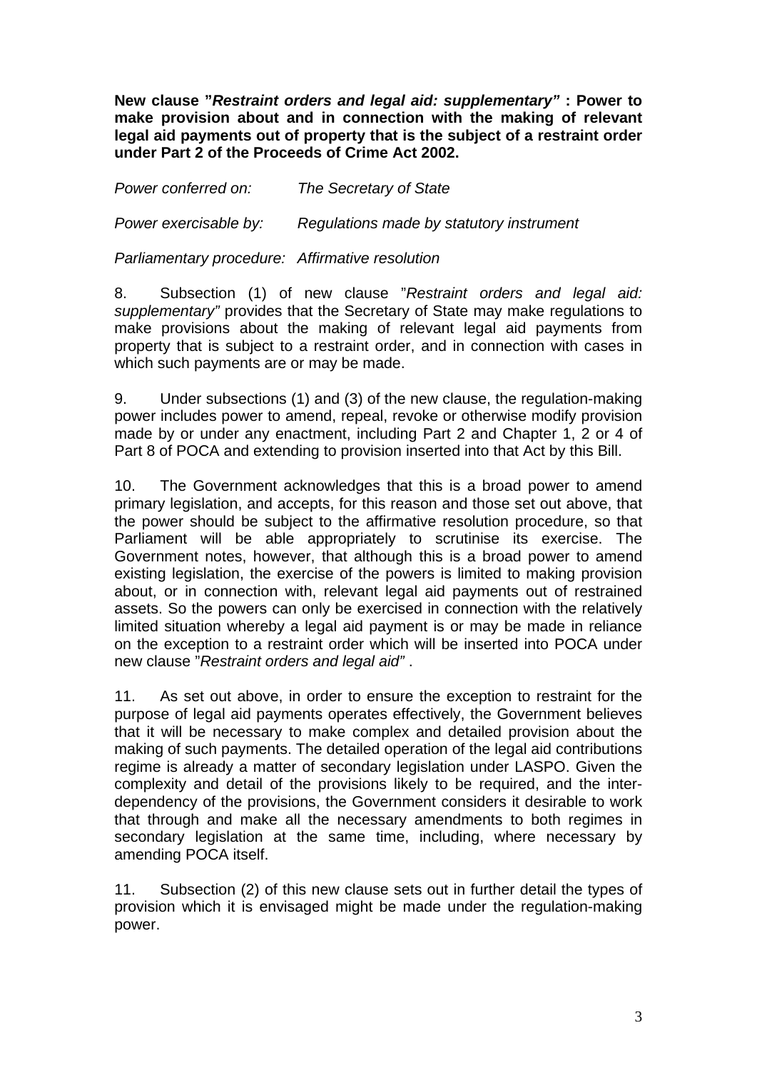**New clause "*Restraint orders and legal aid: supplementary*" : Power to make provision about and in connection with the making of relevant legal aid payments out of property that is the subject of a restraint order under Part 2 of the Proceeds of Crime Act 2002.**

*Power conferred on:* *The Secretary of State*

*Power exercisable by:* *Regulations made by statutory instrument*

*Parliamentary procedure:* *Affirmative resolution*

8. Subsection (1) of new clause "*Restraint orders and legal aid: supplementary"* provides that the Secretary of State may make regulations to make provisions about the making of relevant legal aid payments from property that is subject to a restraint order, and in connection with cases in which such payments are or may be made.

9. Under subsections (1) and (3) of the new clause, the regulation-making power includes power to amend, repeal, revoke or otherwise modify provision made by or under any enactment, including Part 2 and Chapter 1, 2 or 4 of Part 8 of POCA and extending to provision inserted into that Act by this Bill.

10. The Government acknowledges that this is a broad power to amend primary legislation, and accepts, for this reason and those set out above, that the power should be subject to the affirmative resolution procedure, so that Parliament will be able appropriately to scrutinise its exercise. The Government notes, however, that although this is a broad power to amend existing legislation, the exercise of the powers is limited to making provision about, or in connection with, relevant legal aid payments out of restrained assets. So the powers can only be exercised in connection with the relatively limited situation whereby a legal aid payment is or may be made in reliance on the exception to a restraint order which will be inserted into POCA under new clause "*Restraint orders and legal aid"* .

11. As set out above, in order to ensure the exception to restraint for the purpose of legal aid payments operates effectively, the Government believes that it will be necessary to make complex and detailed provision about the making of such payments. The detailed operation of the legal aid contributions regime is already a matter of secondary legislation under LASPO. Given the complexity and detail of the provisions likely to be required, and the inter-dependency of the provisions, the Government considers it desirable to work that through and make all the necessary amendments to both regimes in secondary legislation at the same time, including, where necessary by amending POCA itself.

11. Subsection (2) of this new clause sets out in further detail the types of provision which it is envisaged might be made under the regulation-making power.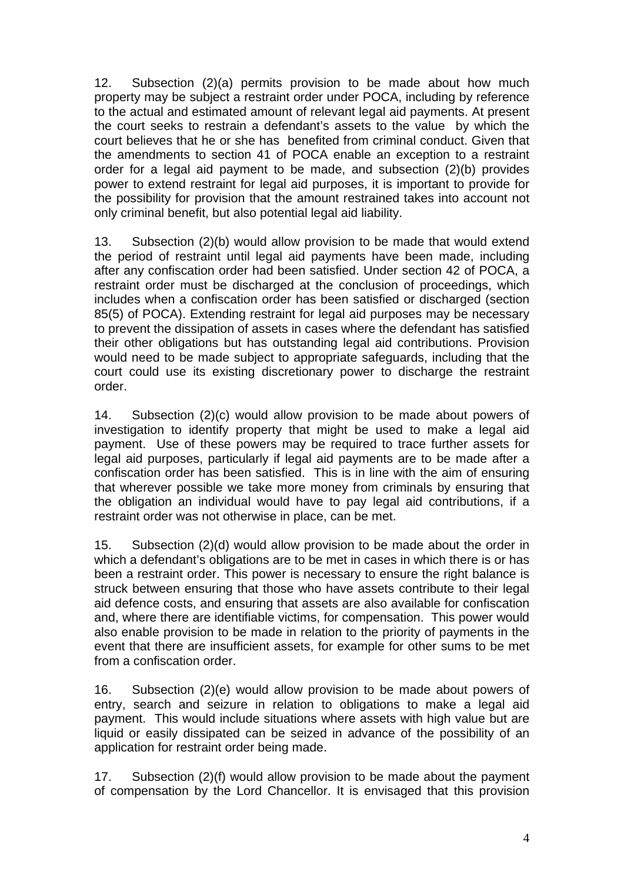12. Subsection (2)(a) permits provision to be made about how much property may be subject a restraint order under POCA, including by reference to the actual and estimated amount of relevant legal aid payments. At present the court seeks to restrain a defendant's assets to the value by which the court believes that he or she has benefited from criminal conduct. Given that the amendments to section 41 of POCA enable an exception to a restraint order for a legal aid payment to be made, and subsection (2)(b) provides power to extend restraint for legal aid purposes, it is important to provide for the possibility for provision that the amount restrained takes into account not only criminal benefit, but also potential legal aid liability.

13. Subsection (2)(b) would allow provision to be made that would extend the period of restraint until legal aid payments have been made, including after any confiscation order had been satisfied. Under section 42 of POCA, a restraint order must be discharged at the conclusion of proceedings, which includes when a confiscation order has been satisfied or discharged (section 85(5) of POCA). Extending restraint for legal aid purposes may be necessary to prevent the dissipation of assets in cases where the defendant has satisfied their other obligations but has outstanding legal aid contributions. Provision would need to be made subject to appropriate safeguards, including that the court could use its existing discretionary power to discharge the restraint order.

14. Subsection (2)(c) would allow provision to be made about powers of investigation to identify property that might be used to make a legal aid payment. Use of these powers may be required to trace further assets for legal aid purposes, particularly if legal aid payments are to be made after a confiscation order has been satisfied. This is in line with the aim of ensuring that wherever possible we take more money from criminals by ensuring that the obligation an individual would have to pay legal aid contributions, if a restraint order was not otherwise in place, can be met.

15. Subsection (2)(d) would allow provision to be made about the order in which a defendant's obligations are to be met in cases in which there is or has been a restraint order. This power is necessary to ensure the right balance is struck between ensuring that those who have assets contribute to their legal aid defence costs, and ensuring that assets are also available for confiscation and, where there are identifiable victims, for compensation. This power would also enable provision to be made in relation to the priority of payments in the event that there are insufficient assets, for example for other sums to be met from a confiscation order.

16. Subsection (2)(e) would allow provision to be made about powers of entry, search and seizure in relation to obligations to make a legal aid payment. This would include situations where assets with high value but are liquid or easily dissipated can be seized in advance of the possibility of an application for restraint order being made.

17. Subsection (2)(f) would allow provision to be made about the payment of compensation by the Lord Chancellor. It is envisaged that this provision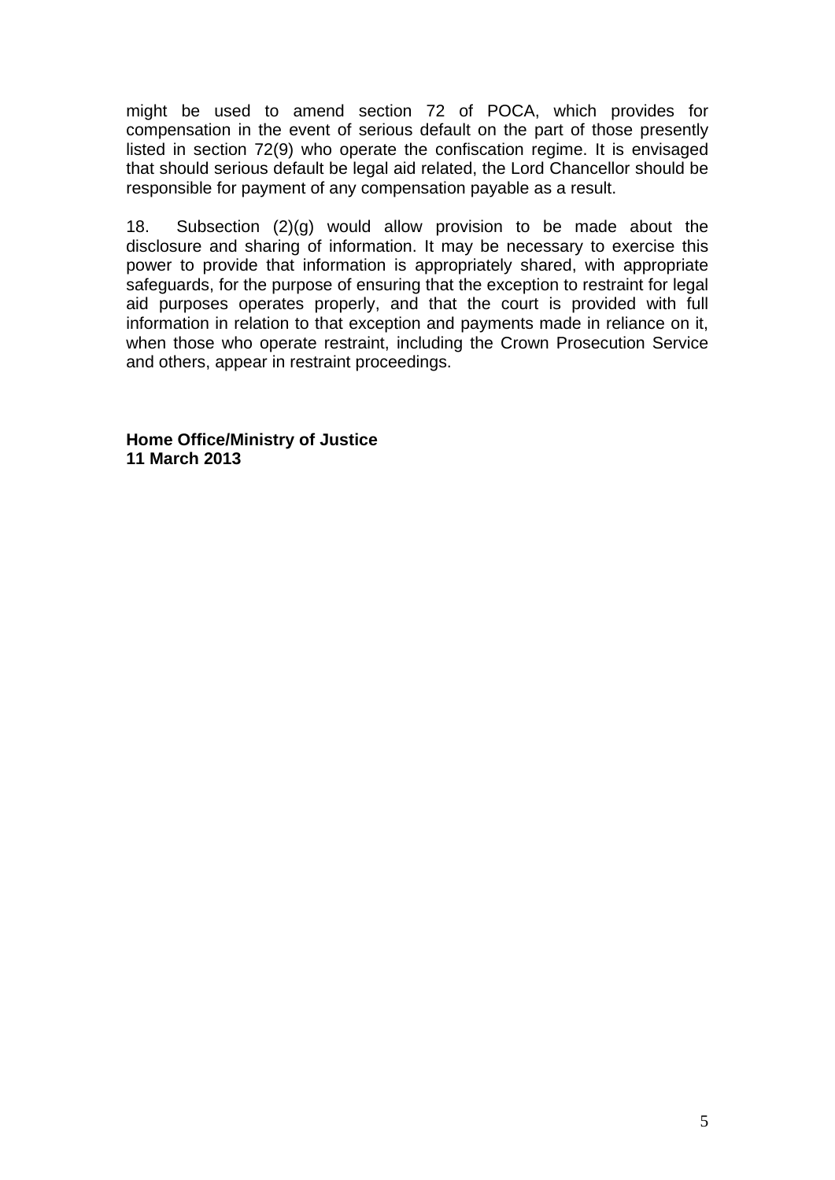might be used to amend section 72 of POCA, which provides for compensation in the event of serious default on the part of those presently listed in section 72(9) who operate the confiscation regime. It is envisaged that should serious default be legal aid related, the Lord Chancellor should be responsible for payment of any compensation payable as a result.

18. Subsection (2)(g) would allow provision to be made about the disclosure and sharing of information. It may be necessary to exercise this power to provide that information is appropriately shared, with appropriate safeguards, for the purpose of ensuring that the exception to restraint for legal aid purposes operates properly, and that the court is provided with full information in relation to that exception and payments made in reliance on it, when those who operate restraint, including the Crown Prosecution Service and others, appear in restraint proceedings.

**Home Office/Ministry of Justice**
**11 March 2013**